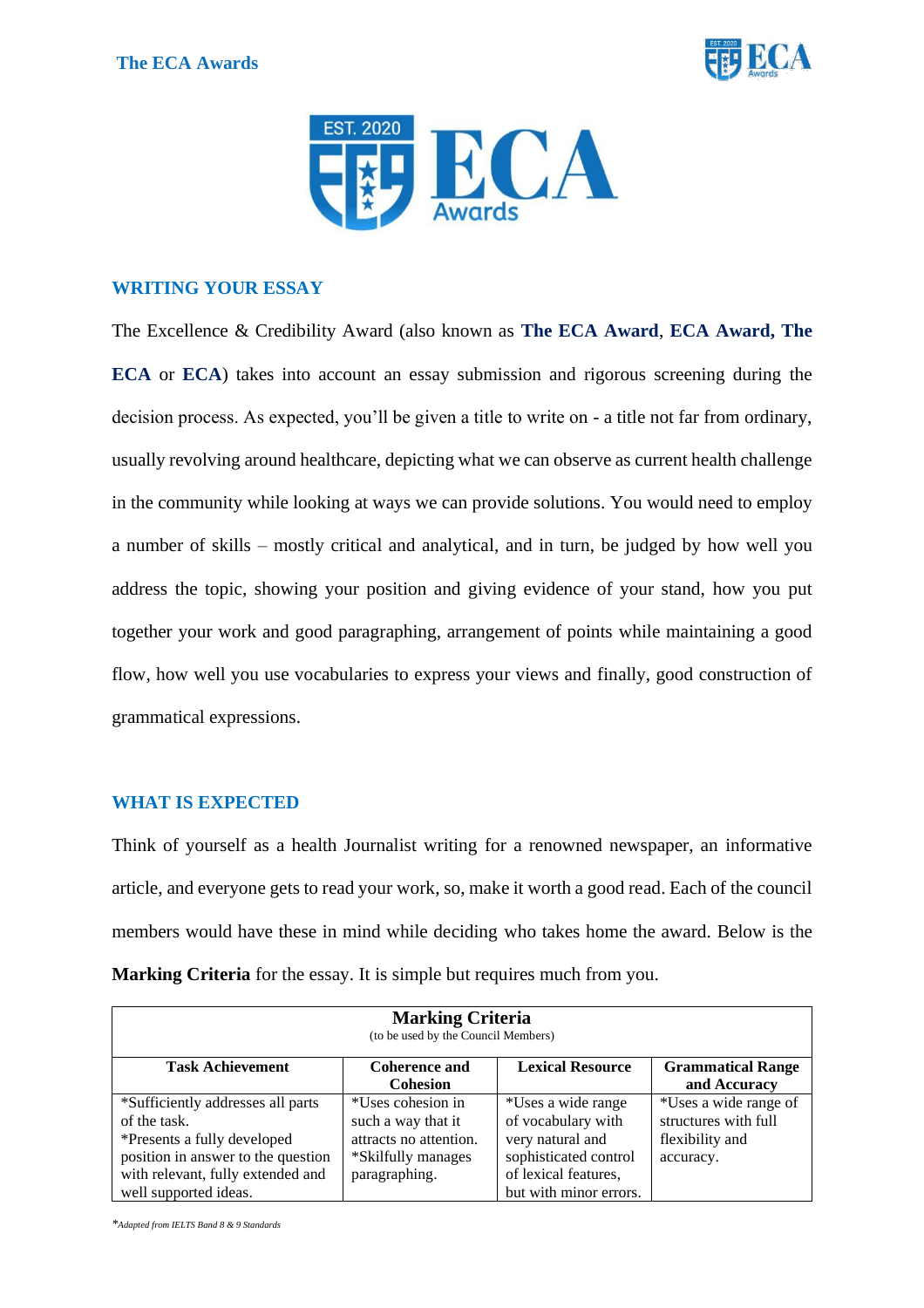## WRITING YOUR ESSAY

The Excellence & Credibility Award (also known as **The ECA Award**, **ECA Award, The ECA** or **ECA**) takes into account an essay submission and rigorous screening during the decision process. As expected, you'll be given a title to write on - a title not far from ordinary, usually revolving around healthcare, depicting what we can observe as current health challenge in the community while looking at ways we can provide solutions. You would need to employ a number of skills – mostly critical and analytical, and in turn, be judged by how well you address the topic, showing your position and giving evidence of your stand, how you put together your work and good paragraphing, arrangement of points while maintaining a good flow, how well you use vocabularies to express your views and finally, good construction of grammatical expressions.

## WHAT IS EXPECTED

Think of yourself as a health Journalist writing for a renowned newspaper, an informative article, and everyone gets to read your work, so, make it worth a good read. Each of the council members would have these in mind while deciding who takes home the award. Below is the **Marking Criteria** for the essay. It is simple but requires much from you.

**Marking Criteria**
(to be used by the Council Members)

| Task Achievement | Coherence and Cohesion | Lexical Resource | Grammatical Range and Accuracy |
|---|---|---|---|
| *Sufficiently addresses all parts of the task. *Presents a fully developed position in answer to the question with relevant, fully extended and well supported ideas. | *Uses cohesion in such a way that it attracts no attention. *Skilfully manages paragraphing. | *Uses a wide range of vocabulary with very natural and sophisticated control of lexical features, but with minor errors. | *Uses a wide range of structures with full flexibility and accuracy. |

*\*Adapted from IELTS Band 8 & 9 Standards*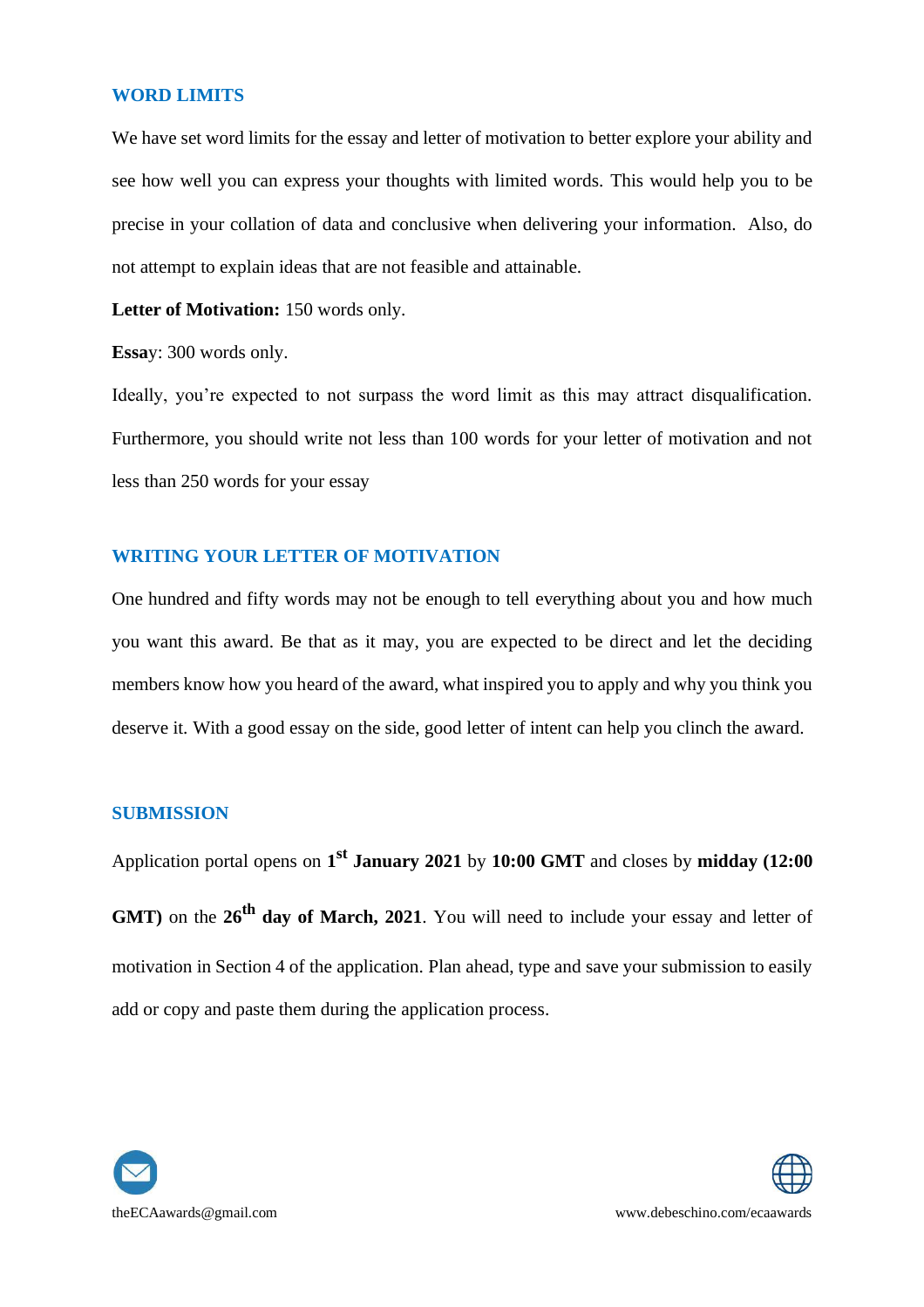## WORD LIMITS

We have set word limits for the essay and letter of motivation to better explore your ability and see how well you can express your thoughts with limited words. This would help you to be precise in your collation of data and conclusive when delivering your information. Also, do not attempt to explain ideas that are not feasible and attainable.

**Letter of Motivation:** 150 words only.

**Essay**: 300 words only.

Ideally, you're expected to not surpass the word limit as this may attract disqualification. Furthermore, you should write not less than 100 words for your letter of motivation and not less than 250 words for your essay

## WRITING YOUR LETTER OF MOTIVATION

One hundred and fifty words may not be enough to tell everything about you and how much you want this award. Be that as it may, you are expected to be direct and let the deciding members know how you heard of the award, what inspired you to apply and why you think you deserve it. With a good essay on the side, good letter of intent can help you clinch the award.

## SUBMISSION

Application portal opens on **1st January 2021** by **10:00 GMT** and closes by **midday (12:00 GMT)** on the **26th day of March, 2021**. You will need to include your essay and letter of motivation in Section 4 of the application. Plan ahead, type and save your submission to easily add or copy and paste them during the application process.